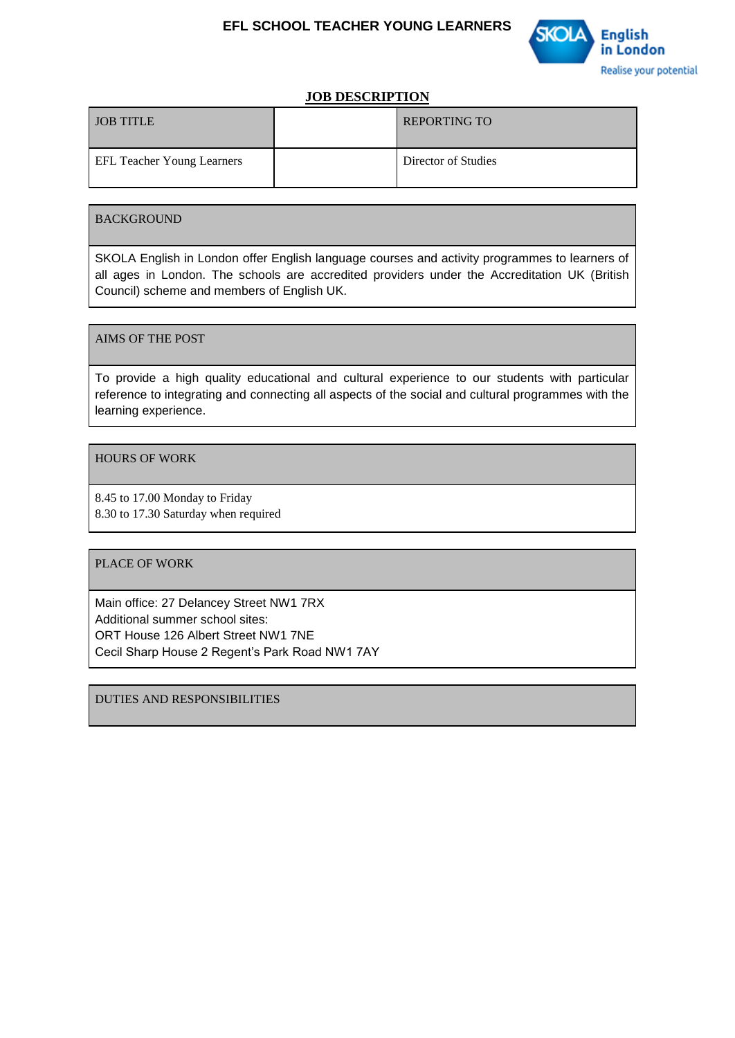# EFL SCHOOL TEACHER YOUNG LEARNERS

## JOB DESCRIPTION

| JOB TITLE | | REPORTING TO |
|---|---|---|
| EFL Teacher Young Learners | | Director of Studies |

| BACKGROUND |
|---|
| SKOLA English in London offer English language courses and activity programmes to learners of all ages in London. The schools are accredited providers under the Accreditation UK (British Council) scheme and members of English UK. |

| AIMS OF THE POST |
|---|
| To provide a high quality educational and cultural experience to our students with particular reference to integrating and connecting all aspects of the social and cultural programmes with the learning experience. |

| HOURS OF WORK |
|---|
| 8.45 to 17.00 Monday to Friday<br>8.30 to 17.30 Saturday when required |

| PLACE OF WORK |
|---|
| Main office: 27 Delancey Street NW1 7RX<br>Additional summer school sites:<br>ORT House 126 Albert Street NW1 7NE<br>Cecil Sharp House 2 Regent's Park Road NW1 7AY |

| DUTIES AND RESPONSIBILITIES |
|---|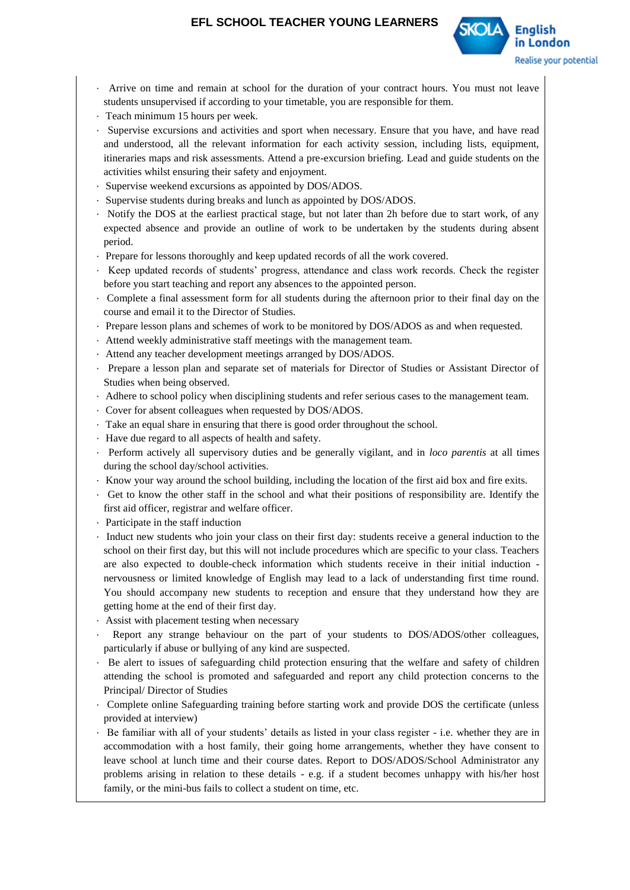- Arrive on time and remain at school for the duration of your contract hours. You must not leave students unsupervised if according to your timetable, you are responsible for them.
- Teach minimum 15 hours per week.
- Supervise excursions and activities and sport when necessary. Ensure that you have, and have read and understood, all the relevant information for each activity session, including lists, equipment, itineraries maps and risk assessments. Attend a pre-excursion briefing. Lead and guide students on the activities whilst ensuring their safety and enjoyment.
- Supervise weekend excursions as appointed by DOS/ADOS.
- Supervise students during breaks and lunch as appointed by DOS/ADOS.
- Notify the DOS at the earliest practical stage, but not later than 2h before due to start work, of any expected absence and provide an outline of work to be undertaken by the students during absent period.
- Prepare for lessons thoroughly and keep updated records of all the work covered.
- Keep updated records of students' progress, attendance and class work records. Check the register before you start teaching and report any absences to the appointed person.
- Complete a final assessment form for all students during the afternoon prior to their final day on the course and email it to the Director of Studies.
- Prepare lesson plans and schemes of work to be monitored by DOS/ADOS as and when requested.
- Attend weekly administrative staff meetings with the management team.
- Attend any teacher development meetings arranged by DOS/ADOS.
- Prepare a lesson plan and separate set of materials for Director of Studies or Assistant Director of Studies when being observed.
- Adhere to school policy when disciplining students and refer serious cases to the management team.
- Cover for absent colleagues when requested by DOS/ADOS.
- Take an equal share in ensuring that there is good order throughout the school.
- Have due regard to all aspects of health and safety.
- Perform actively all supervisory duties and be generally vigilant, and in *loco parentis* at all times during the school day/school activities.
- Know your way around the school building, including the location of the first aid box and fire exits.
- Get to know the other staff in the school and what their positions of responsibility are. Identify the first aid officer, registrar and welfare officer.
- Participate in the staff induction
- Induct new students who join your class on their first day: students receive a general induction to the school on their first day, but this will not include procedures which are specific to your class. Teachers are also expected to double-check information which students receive in their initial induction - nervousness or limited knowledge of English may lead to a lack of understanding first time round. You should accompany new students to reception and ensure that they understand how they are getting home at the end of their first day.
- Assist with placement testing when necessary
- Report any strange behaviour on the part of your students to DOS/ADOS/other colleagues, particularly if abuse or bullying of any kind are suspected.
- Be alert to issues of safeguarding child protection ensuring that the welfare and safety of children attending the school is promoted and safeguarded and report any child protection concerns to the Principal/ Director of Studies
- Complete online Safeguarding training before starting work and provide DOS the certificate (unless provided at interview)
- Be familiar with all of your students' details as listed in your class register - i.e. whether they are in accommodation with a host family, their going home arrangements, whether they have consent to leave school at lunch time and their course dates. Report to DOS/ADOS/School Administrator any problems arising in relation to these details - e.g. if a student becomes unhappy with his/her host family, or the mini-bus fails to collect a student on time, etc.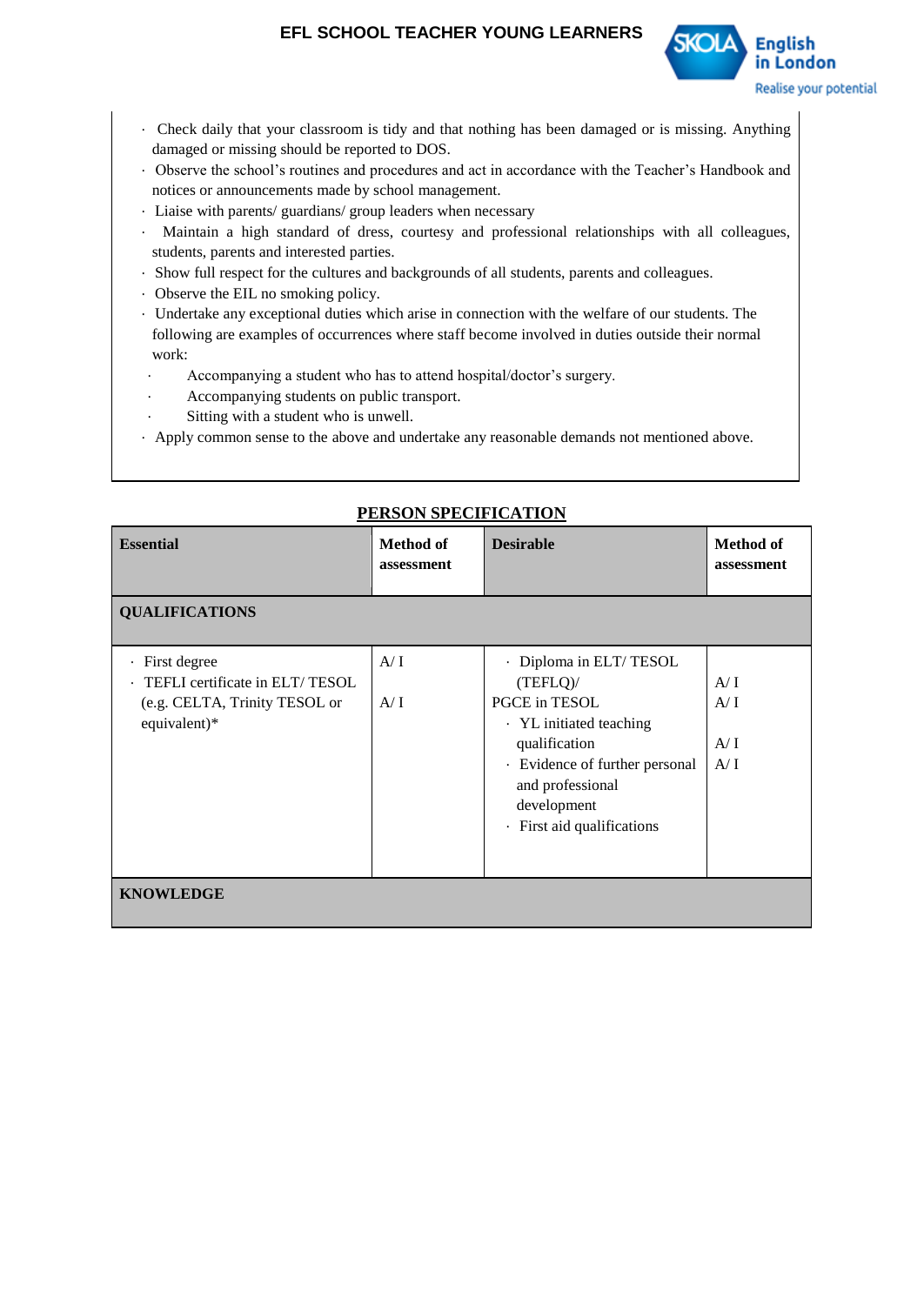- Check daily that your classroom is tidy and that nothing has been damaged or is missing. Anything damaged or missing should be reported to DOS.
- Observe the school's routines and procedures and act in accordance with the Teacher's Handbook and notices or announcements made by school management.
- Liaise with parents/ guardians/ group leaders when necessary
- Maintain a high standard of dress, courtesy and professional relationships with all colleagues, students, parents and interested parties.
- Show full respect for the cultures and backgrounds of all students, parents and colleagues.
- Observe the EIL no smoking policy.
- Undertake any exceptional duties which arise in connection with the welfare of our students. The following are examples of occurrences where staff become involved in duties outside their normal work:
  - Accompanying a student who has to attend hospital/doctor's surgery.
  - Accompanying students on public transport.
  - Sitting with a student who is unwell.
- Apply common sense to the above and undertake any reasonable demands not mentioned above.

## PERSON SPECIFICATION

| Essential | Method of assessment | Desirable | Method of assessment |
|---|---|---|---|
| **QUALIFICATIONS** | | | |
| · First degree<br>· TEFLI certificate in ELT/ TESOL (e.g. CELTA, Trinity TESOL or equivalent)* | A/ I<br>A/ I | · Diploma in ELT/ TESOL (TEFLQ)/<br>PGCE in TESOL<br>· YL initiated teaching qualification<br>· Evidence of further personal and professional development<br>· First aid qualifications | A/ I<br>A/ I<br>A/ I<br>A/ I |
| **KNOWLEDGE** | | | |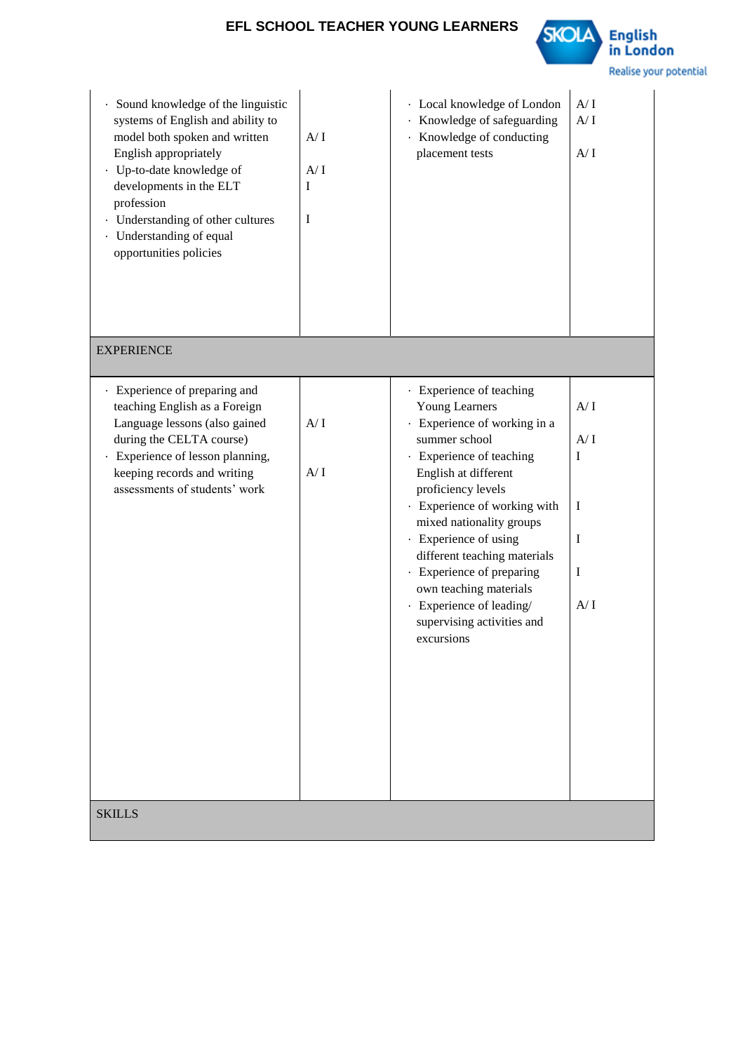| | | | |
|---|---|---|---|
| · Sound knowledge of the linguistic systems of English and ability to model both spoken and written English appropriately<br>· Up-to-date knowledge of developments in the ELT profession<br>· Understanding of other cultures<br>· Understanding of equal opportunities policies | A/ I<br><br>A/ I<br>I<br><br>I | · Local knowledge of London<br>· Knowledge of safeguarding<br>· Knowledge of conducting placement tests | A/ I<br>A/ I<br><br>A/ I |
| EXPERIENCE | | | |
| · Experience of preparing and teaching English as a Foreign Language lessons (also gained during the CELTA course)<br>· Experience of lesson planning, keeping records and writing assessments of students' work | A/ I<br><br>A/ I | · Experience of teaching Young Learners<br>· Experience of working in a summer school<br>· Experience of teaching English at different proficiency levels<br>· Experience of working with mixed nationality groups<br>· Experience of using different teaching materials<br>· Experience of preparing own teaching materials<br>· Experience of leading/ supervising activities and excursions | A/ I<br><br>A/ I<br>I<br><br>I<br><br>I<br><br>I<br><br>A/ I |
| SKILLS | | | |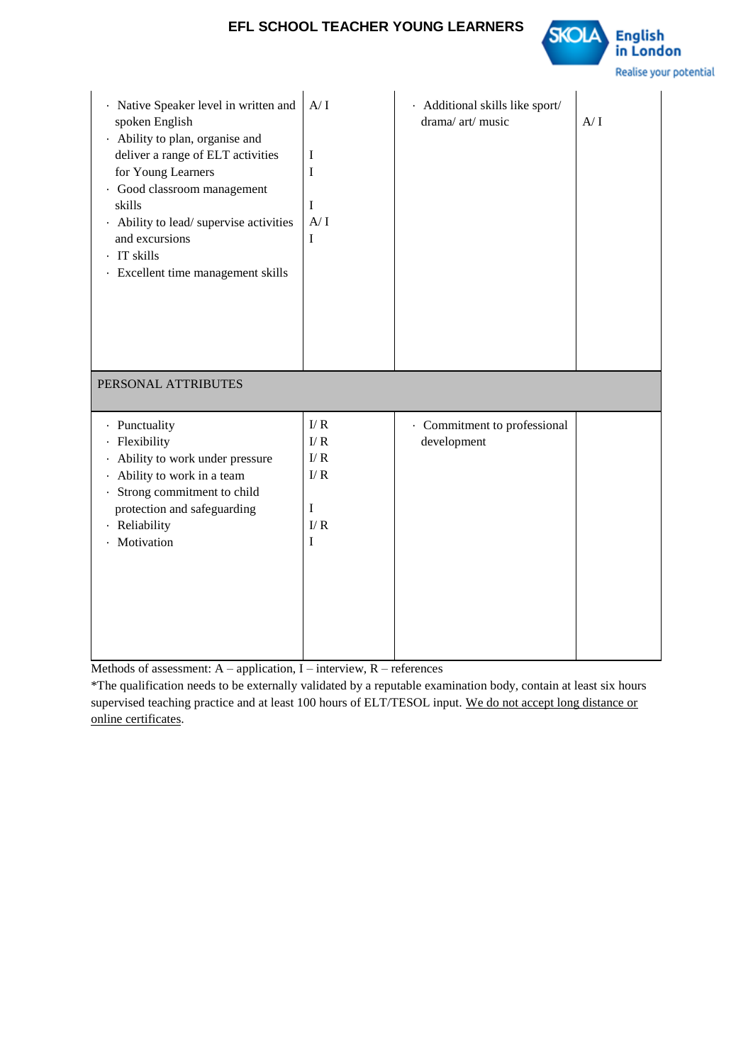| | | | |
|---|---|---|---|
| · Native Speaker level in written and spoken English<br>· Ability to plan, organise and deliver a range of ELT activities for Young Learners<br>· Good classroom management skills<br>· Ability to lead/ supervise activities and excursions<br>· IT skills<br>· Excellent time management skills | A/ I<br><br>I<br>I<br><br>I<br>A/ I<br>I | · Additional skills like sport/ drama/ art/ music | A/ I |
| PERSONAL ATTRIBUTES | | | |
| · Punctuality<br>· Flexibility<br>· Ability to work under pressure<br>· Ability to work in a team<br>· Strong commitment to child protection and safeguarding<br>· Reliability<br>· Motivation | I/ R<br>I/ R<br>I/ R<br>I/ R<br><br>I<br>I/ R<br>I | · Commitment to professional development | |

Methods of assessment: A – application, I – interview, R – references

*The qualification needs to be externally validated by a reputable examination body, contain at least six hours supervised teaching practice and at least 100 hours of ELT/TESOL input. We do not accept long distance or online certificates.